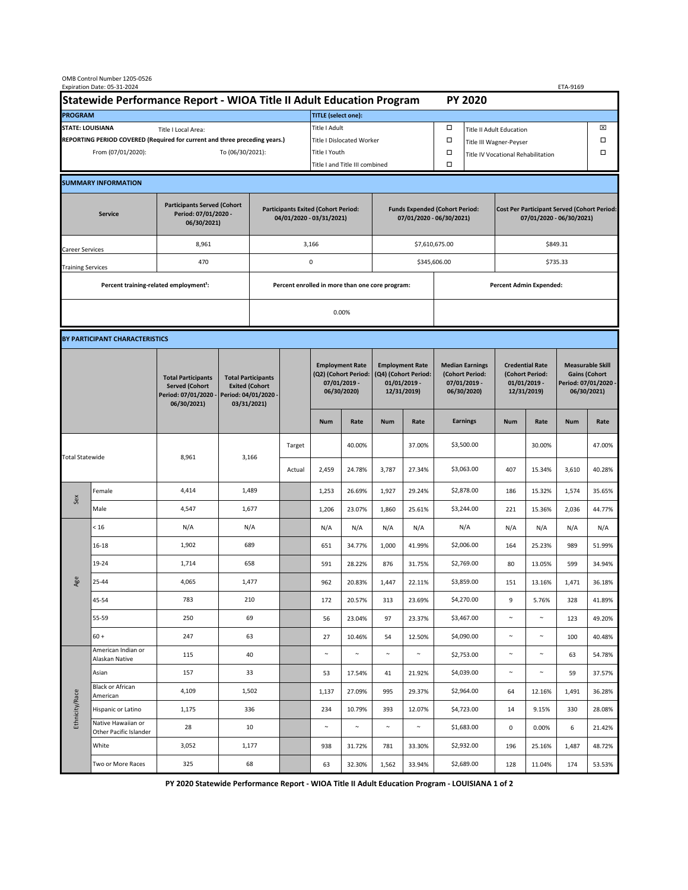OMB Control Number 1205-0526
Expiration Date: 05-31-2024

ETA-9169

# Statewide Performance Report - WIOA Title II Adult Education Program — PY 2020

| PROGRAM | | TITLE (select one): | | | |
|---|---|---|---|---|---|
| STATE: LOUISIANA | Title I Local Area: | Title I Adult | ☐ | Title II Adult Education | ☒ |
| REPORTING PERIOD COVERED (Required for current and three preceding years.) | | Title I Dislocated Worker | ☐ | Title III Wagner-Peyser | ☐ |
| From (07/01/2020): | To (06/30/2021): | Title I Youth | ☐ | Title IV Vocational Rehabilitation | ☐ |
| | | Title I and Title III combined | ☐ | | |

## SUMMARY INFORMATION

| Service | Participants Served (Cohort Period: 07/01/2020 - 06/30/2021) | Participants Exited (Cohort Period: 04/01/2020 - 03/31/2021) | Funds Expended (Cohort Period: 07/01/2020 - 06/30/2021) | Cost Per Participant Served (Cohort Period: 07/01/2020 - 06/30/2021) |
|---|---|---|---|---|
| Career Services | 8,961 | 3,166 | $7,610,675.00 | $849.31 |
| Training Services | 470 | 0 | $345,606.00 | $735.33 |

| Percent training-related employment[1]: | Percent enrolled in more than one core program: | Percent Admin Expended: |
|---|---|---|
| | 0.00% | |

## BY PARTICIPANT CHARACTERISTICS

| | | Total Participants Served (Cohort Period: 07/01/2020 - 06/30/2021) | Total Participants Exited (Cohort Period: 04/01/2020 - 03/31/2021) | | Employment Rate (Q2) (Cohort Period: 07/01/2019 - 06/30/2020) | | Employment Rate (Q4) (Cohort Period: 01/01/2019 - 12/31/2019) | | Median Earnings (Cohort Period: 07/01/2019 - 06/30/2020) | Credential Rate (Cohort Period: 01/01/2019 - 12/31/2019) | | Measurable Skill Gains (Cohort Period: 07/01/2020 - 06/30/2021) | |
|---|---|---|---|---|---|---|---|---|---|---|---|---|---|
| | | | | | Num | Rate | Num | Rate | Earnings | Num | Rate | Num | Rate |
| Total Statewide | | 8,961 | 3,166 | Target | | 40.00% | | 37.00% | $3,500.00 | | 30.00% | | 47.00% |
| | | | | Actual | 2,459 | 24.78% | 3,787 | 27.34% | $3,063.00 | 407 | 15.34% | 3,610 | 40.28% |
| Sex | Female | 4,414 | 1,489 | | 1,253 | 26.69% | 1,927 | 29.24% | $2,878.00 | 186 | 15.32% | 1,574 | 35.65% |
| | Male | 4,547 | 1,677 | | 1,206 | 23.07% | 1,860 | 25.61% | $3,244.00 | 221 | 15.36% | 2,036 | 44.77% |
| Age | < 16 | N/A | N/A | | N/A | N/A | N/A | N/A | N/A | N/A | N/A | N/A | N/A |
| | 16-18 | 1,902 | 689 | | 651 | 34.77% | 1,000 | 41.99% | $2,006.00 | 164 | 25.23% | 989 | 51.99% |
| | 19-24 | 1,714 | 658 | | 591 | 28.22% | 876 | 31.75% | $2,769.00 | 80 | 13.05% | 599 | 34.94% |
| | 25-44 | 4,065 | 1,477 | | 962 | 20.83% | 1,447 | 22.11% | $3,859.00 | 151 | 13.16% | 1,471 | 36.18% |
| | 45-54 | 783 | 210 | | 172 | 20.57% | 313 | 23.69% | $4,270.00 | 9 | 5.76% | 328 | 41.89% |
| | 55-59 | 250 | 69 | | 56 | 23.04% | 97 | 23.37% | $3,467.00 | ~ | ~ | 123 | 49.20% |
| | 60 + | 247 | 63 | | 27 | 10.46% | 54 | 12.50% | $4,090.00 | ~ | ~ | 100 | 40.48% |
| Ethnicity/Race | American Indian or Alaskan Native | 115 | 40 | | ~ | ~ | ~ | ~ | $2,753.00 | ~ | ~ | 63 | 54.78% |
| | Asian | 157 | 33 | | 53 | 17.54% | 41 | 21.92% | $4,039.00 | ~ | ~ | 59 | 37.57% |
| | Black or African American | 4,109 | 1,502 | | 1,137 | 27.09% | 995 | 29.37% | $2,964.00 | 64 | 12.16% | 1,491 | 36.28% |
| | Hispanic or Latino | 1,175 | 336 | | 234 | 10.79% | 393 | 12.07% | $4,723.00 | 14 | 9.15% | 330 | 28.08% |
| | Native Hawaiian or Other Pacific Islander | 28 | 10 | | ~ | ~ | ~ | ~ | $1,683.00 | 0 | 0.00% | 6 | 21.42% |
| | White | 3,052 | 1,177 | | 938 | 31.72% | 781 | 33.30% | $2,932.00 | 196 | 25.16% | 1,487 | 48.72% |
| | Two or More Races | 325 | 68 | | 63 | 32.30% | 1,562 | 33.94% | $2,689.00 | 128 | 11.04% | 174 | 53.53% |

PY 2020 Statewide Performance Report - WIOA Title II Adult Education Program - LOUISIANA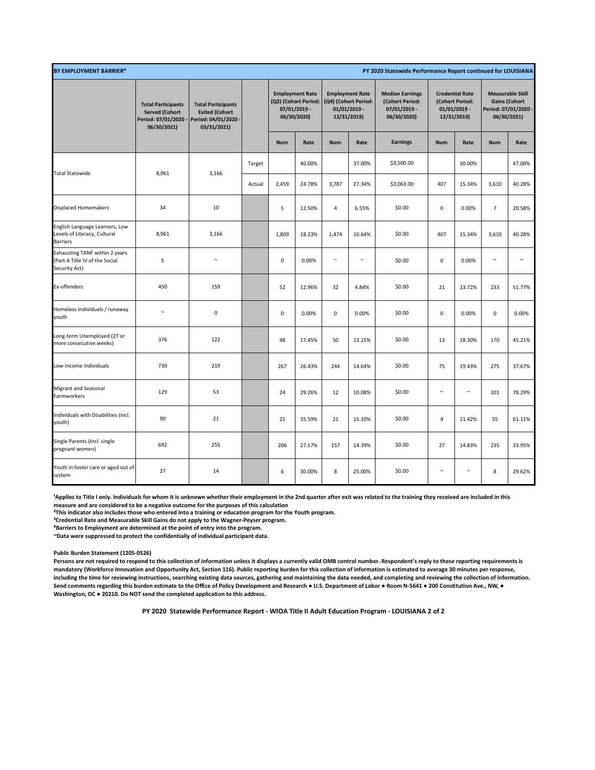| BY EMPLOYMENT BARRIER[4] | | | | PY 2020 Statewide Performance Report continued for LOUISIANA | | | | | | | | | |
|---|---|---|---|---|---|---|---|---|---|---|---|---|---|
| | Total Participants Served (Cohort Period: 07/01/2020 - 06/30/2021) | Total Participants Exited (Cohort Period: 04/01/2020 - 03/31/2021) | | Employment Rate (Q2) (Cohort Period: 07/01/2019 - 06/30/2020) | | Employment Rate (Q4) (Cohort Period: 01/01/2019 - 12/31/2019) | | Median Earnings (Cohort Period: 07/01/2019 - 06/30/2020) | Credential Rate (Cohort Period: 01/01/2019 - 12/31/2019) | | Measurable Skill Gains (Cohort Period: 07/01/2020 - 06/30/2021) | |
| | | | | Num | Rate | Num | Rate | Earnings | Num | Rate | Num | Rate |
| Total Statewide | 8,961 | 3,166 | Target | | 40.00% | | 37.00% | $3,500.00 | | 30.00% | | 47.00% |
| | | | Actual | 2,459 | 24.78% | 3,787 | 27.34% | $3,063.00 | 407 | 15.34% | 3,610 | 40.28% |
| Displaced Homemakers | 34 | 10 | | 5 | 12.50% | 4 | 6.55% | $0.00 | 0 | 0.00% | 7 | 20.58% |
| English Language Learners, Low Levels of Literacy, Cultural Barriers | 8,961 | 3,166 | | 1,809 | 18.23% | 1,474 | 10.64% | $0.00 | 407 | 15.34% | 3,610 | 40.28% |
| Exhausting TANF within 2 years (Part A Title IV of the Social Security Act) | 5 | ~ | | 0 | 0.00% | ~ | ~ | $0.00 | 0 | 0.00% | ~ | ~ |
| Ex-offenders | 450 | 159 | | 52 | 12.96% | 32 | 4.84% | $0.00 | 21 | 13.72% | 233 | 51.77% |
| Homeless Individuals / runaway youth | ~ | 0 | | 0 | 0.00% | 0 | 0.00% | $0.00 | 0 | 0.00% | 0 | 0.00% |
| Long-term Unemployed (27 or more consecutive weeks) | 376 | 122 | | 48 | 17.45% | 50 | 13.15% | $0.00 | 13 | 18.30% | 170 | 45.21% |
| Low-Income Individuals | 730 | 219 | | 267 | 26.43% | 244 | 14.64% | $0.00 | 75 | 19.43% | 275 | 37.67% |
| Migrant and Seasonal Farmworkers | 129 | 53 | | 24 | 29.26% | 12 | 10.08% | $0.00 | ~ | ~ | 101 | 78.29% |
| Individuals with Disabilities (incl. youth) | 90 | 21 | | 21 | 35.59% | 21 | 15.10% | $0.00 | 4 | 11.42% | 55 | 61.11% |
| Single Parents (Incl. single pregnant women) | 692 | 255 | | 206 | 27.17% | 157 | 14.39% | $0.00 | 27 | 14.83% | 235 | 33.95% |
| Youth in foster care or aged out of system | 27 | 14 | | 6 | 30.00% | 8 | 25.00% | $0.00 | ~ | ~ | 8 | 29.62% |

**[1]Applies to Title I only. Individuals for whom it is unknown whether their employment in the 2nd quarter after exit was related to the training they received are included in this measure and are considered to be a negative outcome for the purposes of this calculation**

**[2]This indicator also includes those who entered into a training or education program for the Youth program.**

**[3]Credential Rate and Measurable Skill Gains do not apply to the Wagner-Peyser program.**

**[4]Barriers to Employment are determined at the point of entry into the program.**

**~Data were suppressed to protect the confidentially of individual participant data.**

**Public Burden Statement (1205-0526)**

**Persons are not required to respond to this collection of information unless it displays a currently valid OMB control number. Respondent's reply to these reporting requirements is mandatory (Workforce Innovation and Opportunity Act, Section 116). Public reporting burden for this collection of information is estimated to average 30 minutes per response, including the time for reviewing instructions, searching existing data sources, gathering and maintaining the data needed, and completing and reviewing the collection of information. Send comments regarding this burden estimate to the Office of Policy Development and Research ● U.S. Department of Labor ● Room N-5641 ● 200 Constitution Ave., NW, ● Washington, DC ● 20210. Do NOT send the completed application to this address.**

**PY 2020 Statewide Performance Report - WIOA Title II Adult Education Program - LOUISIANA 2 of 2**